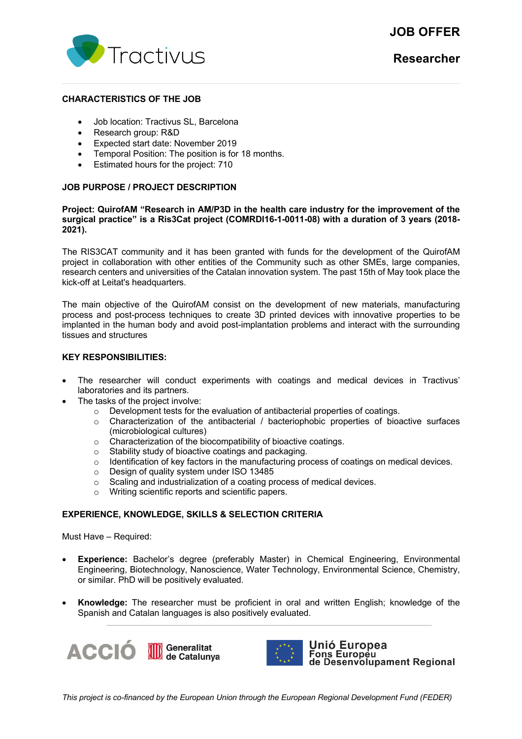# JOB OFFER

## Researcher

### CHARACTERISTICS OF THE JOB

- Job location: Tractivus SL, Barcelona
- Research group: R&D
- Expected start date: November 2019
- Temporal Position: The position is for 18 months.
- Estimated hours for the project: 710

### JOB PURPOSE / PROJECT DESCRIPTION

**Project: QuirofAM "Research in AM/P3D in the health care industry for the improvement of the surgical practice" is a Ris3Cat project (COMRDI16-1-0011-08) with a duration of 3 years (2018-2021).**

The RIS3CAT community and it has been granted with funds for the development of the QuirofAM project in collaboration with other entities of the Community such as other SMEs, large companies, research centers and universities of the Catalan innovation system. The past 15th of May took place the kick-off at Leitat's headquarters.

The main objective of the QuirofAM consist on the development of new materials, manufacturing process and post-process techniques to create 3D printed devices with innovative properties to be implanted in the human body and avoid post-implantation problems and interact with the surrounding tissues and structures

### KEY RESPONSIBILITIES:

- The researcher will conduct experiments with coatings and medical devices in Tractivus' laboratories and its partners.
- The tasks of the project involve:
  - Development tests for the evaluation of antibacterial properties of coatings.
  - Characterization of the antibacterial / bacteriophobic properties of bioactive surfaces (microbiological cultures)
  - Characterization of the biocompatibility of bioactive coatings.
  - Stability study of bioactive coatings and packaging.
  - Identification of key factors in the manufacturing process of coatings on medical devices.
  - Design of quality system under ISO 13485
  - Scaling and industrialization of a coating process of medical devices.
  - Writing scientific reports and scientific papers.

### EXPERIENCE, KNOWLEDGE, SKILLS & SELECTION CRITERIA

Must Have – Required:

- **Experience:** Bachelor's degree (preferably Master) in Chemical Engineering, Environmental Engineering, Biotechnology, Nanoscience, Water Technology, Environmental Science, Chemistry, or similar. PhD will be positively evaluated.

- **Knowledge:** The researcher must be proficient in oral and written English; knowledge of the Spanish and Catalan languages is also positively evaluated.

ACCIÓ Generalitat de Catalunya

Unió Europea Fons Europeu de Desenvolupament Regional

*This project is co-financed by the European Union through the European Regional Development Fund (FEDER)*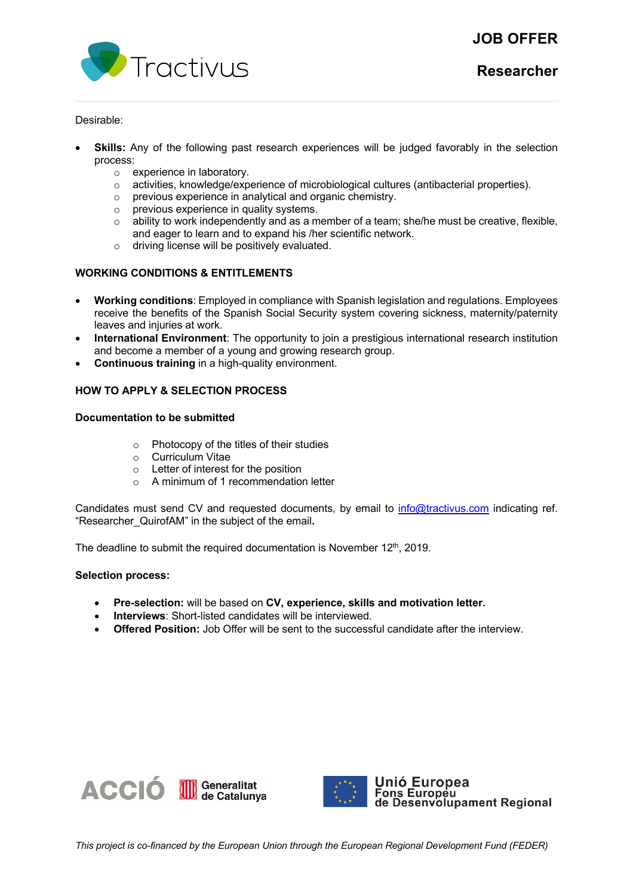Desirable:

- **Skills:** Any of the following past research experiences will be judged favorably in the selection process:
  - experience in laboratory.
  - activities, knowledge/experience of microbiological cultures (antibacterial properties).
  - previous experience in analytical and organic chemistry.
  - previous experience in quality systems.
  - ability to work independently and as a member of a team; she/he must be creative, flexible, and eager to learn and to expand his /her scientific network.
  - driving license will be positively evaluated.

## WORKING CONDITIONS & ENTITLEMENTS

- **Working conditions**: Employed in compliance with Spanish legislation and regulations. Employees receive the benefits of the Spanish Social Security system covering sickness, maternity/paternity leaves and injuries at work.
- **International Environment**: The opportunity to join a prestigious international research institution and become a member of a young and growing research group.
- **Continuous training** in a high-quality environment.

## HOW TO APPLY & SELECTION PROCESS

### Documentation to be submitted

- Photocopy of the titles of their studies
- Curriculum Vitae
- Letter of interest for the position
- A minimum of 1 recommendation letter

Candidates must send CV and requested documents, by email to info@tractivus.com indicating ref. “Researcher_QuirofAM” in the subject of the email.

The deadline to submit the required documentation is November 12th, 2019.

### Selection process:

- **Pre-selection:** will be based on **CV, experience, skills and motivation letter.**
- **Interviews**: Short-listed candidates will be interviewed.
- **Offered Position:** Job Offer will be sent to the successful candidate after the interview.

ACCIÓ Generalitat de Catalunya

Unió Europea
Fons Europeu de Desenvolupament Regional

*This project is co-financed by the European Union through the European Regional Development Fund (FEDER)*